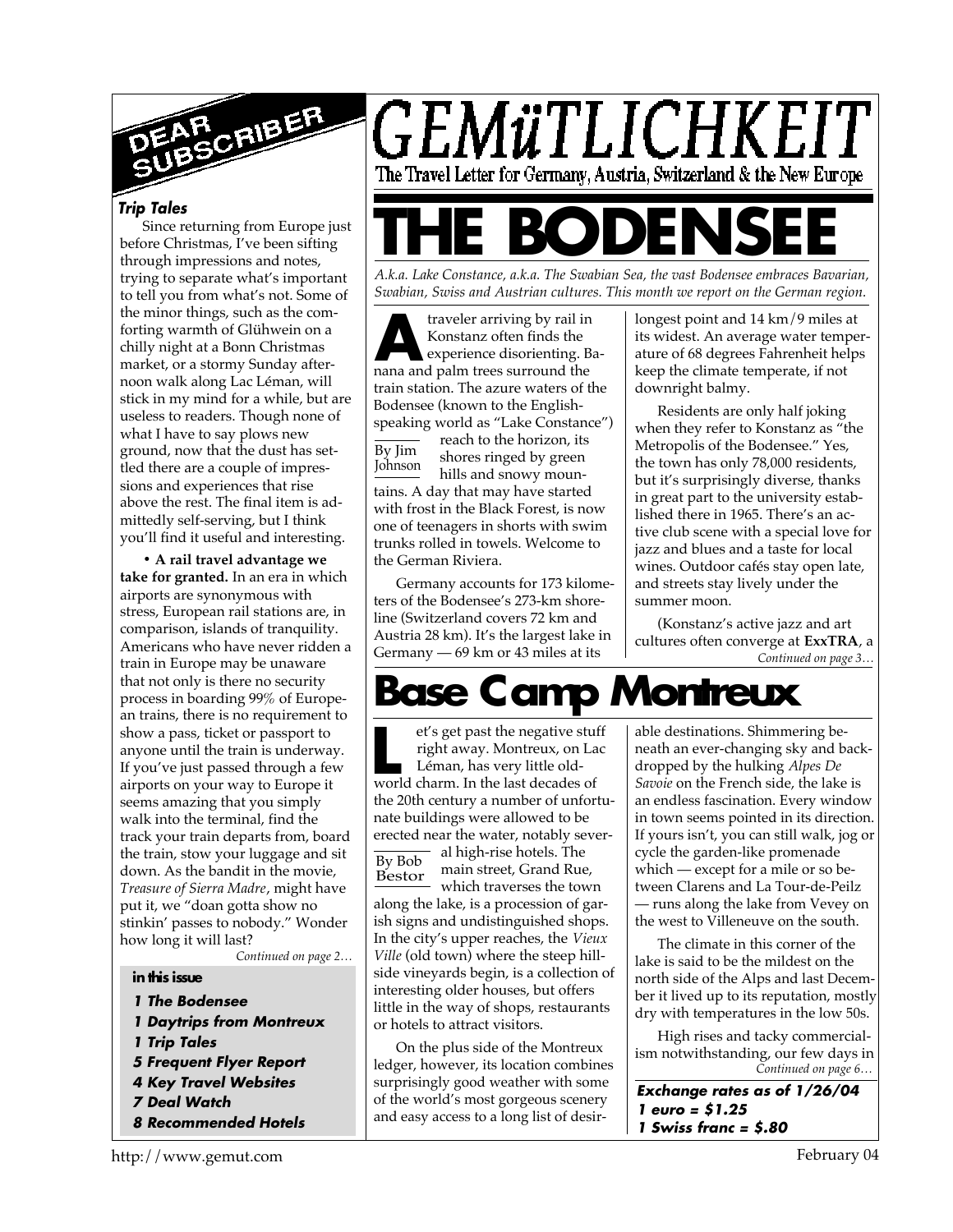# GEMüTLICHKEIT

The Travel Letter for Germany, Austria, Switzerland & the New Europe

# THE BODENSEE

*A.k.a. Lake Constance, a.k.a. The Swabian Sea, the vast Bodensee embraces Bavarian, Swabian, Swiss and Austrian cultures. This month we report on the German region.*

By Jim Johnson

A traveler arriving by rail in Konstanz often finds the experience disorienting. Banana and palm trees surround the train station. The azure waters of the Bodensee (known to the English-speaking world as "Lake Constance") reach to the horizon, its shores ringed by green hills and snowy mountains. A day that may have started with frost in the Black Forest, is now one of teenagers in shorts with swim trunks rolled in towels. Welcome to the German Riviera.

Germany accounts for 173 kilometers of the Bodensee's 273-km shoreline (Switzerland covers 72 km and Austria 28 km). It's the largest lake in Germany — 69 km or 43 miles at its longest point and 14 km/9 miles at its widest. An average water temperature of 68 degrees Fahrenheit helps keep the climate temperate, if not downright balmy.

Residents are only half joking when they refer to Konstanz as "the Metropolis of the Bodensee." Yes, the town has only 78,000 residents, but it's surprisingly diverse, thanks in great part to the university established there in 1965. There's an active club scene with a special love for jazz and blues and a taste for local wines. Outdoor cafés stay open late, and streets stay lively under the summer moon.

(Konstanz's active jazz and art cultures often converge at **ExxTRA**, a

*Continued on page 3…*

# Base Camp Montreux

By Bob Bestor

Let's get past the negative stuff right away. Montreux, on Lac Léman, has very little old-world charm. In the last decades of the 20th century a number of unfortunate buildings were allowed to be erected near the water, notably several high-rise hotels. The main street, Grand Rue, which traverses the town along the lake, is a procession of garish signs and undistinguished shops. In the city's upper reaches, the *Vieux Ville* (old town) where the steep hillside vineyards begin, is a collection of interesting older houses, but offers little in the way of shops, restaurants or hotels to attract visitors.

On the plus side of the Montreux ledger, however, its location combines surprisingly good weather with some of the world's most gorgeous scenery and easy access to a long list of desirable destinations. Shimmering beneath an ever-changing sky and backdropped by the hulking *Alpes De Savoie* on the French side, the lake is an endless fascination. Every window in town seems pointed in its direction. If yours isn't, you can still walk, jog or cycle the garden-like promenade which — except for a mile or so between Clarens and La Tour-de-Peilz — runs along the lake from Vevey on the west to Villeneuve on the south.

The climate in this corner of the lake is said to be the mildest on the north side of the Alps and last December it lived up to its reputation, mostly dry with temperatures in the low 50s.

High rises and tacky commercialism notwithstanding, our few days in

*Continued on page 6…*

**Exchange rates as of 1/26/04**
**1 euro = $1.25**
**1 Swiss franc = $.80**

## DEAR SUBSCRIBER

### Trip Tales

Since returning from Europe just before Christmas, I've been sifting through impressions and notes, trying to separate what's important to tell you from what's not. Some of the minor things, such as the comforting warmth of Glühwein on a chilly night at a Bonn Christmas market, or a stormy Sunday afternoon walk along Lac Léman, will stick in my mind for a while, but are useless to readers. Though none of what I have to say plows new ground, now that the dust has settled there are a couple of impressions and experiences that rise above the rest. The final item is admittedly self-serving, but I think you'll find it useful and interesting.

• **A rail travel advantage we take for granted.** In an era in which airports are synonymous with stress, European rail stations are, in comparison, islands of tranquility. Americans who have never ridden a train in Europe may be unaware that not only is there no security process in boarding 99% of European trains, there is no requirement to show a pass, ticket or passport to anyone until the train is underway. If you've just passed through a few airports on your way to Europe it seems amazing that you simply walk into the terminal, find the track your train departs from, board the train, stow your luggage and sit down. As the bandit in the movie, *Treasure of Sierra Madre*, might have put it, we "doan gotta show no stinkin' passes to nobody." Wonder how long it will last?

*Continued on page 2…*

**in this issue**

- ***1 The Bodensee***
- ***1 Daytrips from Montreux***
- ***1 Trip Tales***
- ***5 Frequent Flyer Report***
- ***4 Key Travel Websites***
- ***7 Deal Watch***
- ***8 Recommended Hotels***

http://www.gemut.com

February 04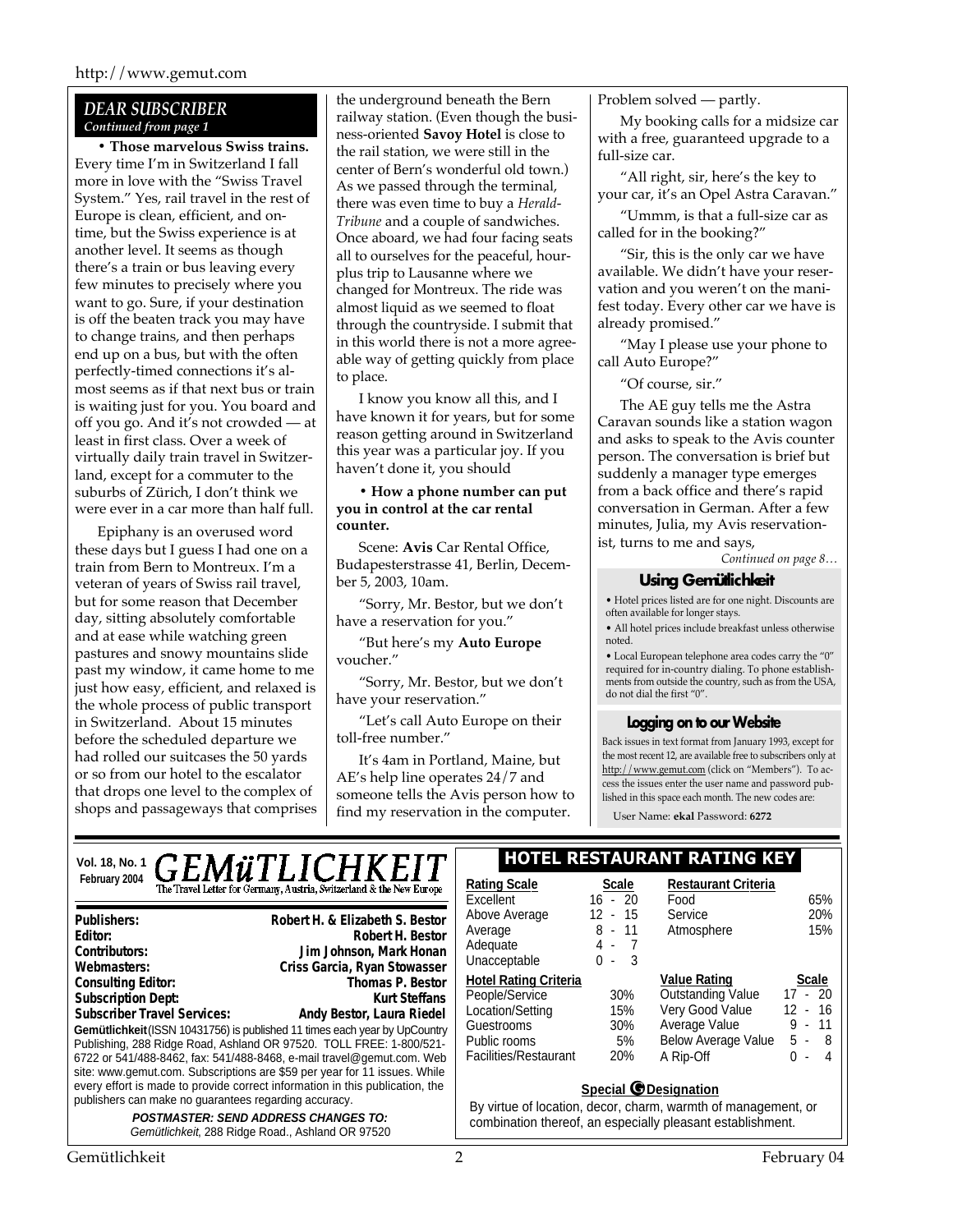## DEAR SUBSCRIBER

*Continued from page 1*

• **Those marvelous Swiss trains.** Every time I'm in Switzerland I fall more in love with the "Swiss Travel System." Yes, rail travel in the rest of Europe is clean, efficient, and on-time, but the Swiss experience is at another level. It seems as though there's a train or bus leaving every few minutes to precisely where you want to go. Sure, if your destination is off the beaten track you may have to change trains, and then perhaps end up on a bus, but with the often perfectly-timed connections it's almost seems as if that next bus or train is waiting just for you. You board and off you go. And it's not crowded — at least in first class. Over a week of virtually daily train travel in Switzerland, except for a commuter to the suburbs of Zürich, I don't think we were ever in a car more than half full.

Epiphany is an overused word these days but I guess I had one on a train from Bern to Montreux. I'm a veteran of years of Swiss rail travel, but for some reason that December day, sitting absolutely comfortable and at ease while watching green pastures and snowy mountains slide past my window, it came home to me just how easy, efficient, and relaxed is the whole process of public transport in Switzerland. About 15 minutes before the scheduled departure we had rolled our suitcases the 50 yards or so from our hotel to the escalator that drops one level to the complex of shops and passageways that comprises the underground beneath the Bern railway station. (Even though the business-oriented **Savoy Hotel** is close to the rail station, we were still in the center of Bern's wonderful old town.) As we passed through the terminal, there was even time to buy a *Herald-Tribune* and a couple of sandwiches. Once aboard, we had four facing seats all to ourselves for the peaceful, hour-plus trip to Lausanne where we changed for Montreux. The ride was almost liquid as we seemed to float through the countryside. I submit that in this world there is not a more agreeable way of getting quickly from place to place.

I know you know all this, and I have known it for years, but for some reason getting around in Switzerland this year was a particular joy. If you haven't done it, you should

• **How a phone number can put you in control at the car rental counter.**

Scene: **Avis** Car Rental Office, Budapesterstrasse 41, Berlin, December 5, 2003, 10am.

"Sorry, Mr. Bestor, but we don't have a reservation for you."

"But here's my **Auto Europe** voucher."

"Sorry, Mr. Bestor, but we don't have your reservation."

"Let's call Auto Europe on their toll-free number."

It's 4am in Portland, Maine, but AE's help line operates 24/7 and someone tells the Avis person how to find my reservation in the computer. Problem solved — partly.

My booking calls for a midsize car with a free, guaranteed upgrade to a full-size car.

"All right, sir, here's the key to your car, it's an Opel Astra Caravan."

"Ummm, is that a full-size car as called for in the booking?"

"Sir, this is the only car we have available. We didn't have your reservation and you weren't on the manifest today. Every other car we have is already promised."

"May I please use your phone to call Auto Europe?"

"Of course, sir."

The AE guy tells me the Astra Caravan sounds like a station wagon and asks to speak to the Avis counter person. The conversation is brief but suddenly a manager type emerges from a back office and there's rapid conversation in German. After a few minutes, Julia, my Avis reservationist, turns to me and says,

*Continued on page 8…*

### Using Gemütlichkeit

• Hotel prices listed are for one night. Discounts are often available for longer stays.

• All hotel prices include breakfast unless otherwise noted.

• Local European telephone area codes carry the "0" required for in-country dialing. To phone establishments from outside the country, such as from the USA, do not dial the first "0".

### Logging on to our Website

Back issues in text format from January 1993, except for the most recent 12, are available free to subscribers only at http://www.gemut.com (click on "Members"). To access the issues enter the user name and password published in this space each month. The new codes are:

User Name: **ekal** Password: **6272**

---

Vol. 18, No. 1
February 2004

# GEMüTLICHKEIT

The Travel Letter for Germany, Austria, Switzerland & the New Europe

| | |
|---|---|
| **Publishers:** | **Robert H. & Elizabeth S. Bestor** |
| **Editor:** | **Robert H. Bestor** |
| **Contributors:** | **Jim Johnson, Mark Honan** |
| **Webmasters:** | **Criss Garcia, Ryan Stowasser** |
| **Consulting Editor:** | **Thomas P. Bestor** |
| **Subscription Dept:** | **Kurt Steffans** |
| **Subscriber Travel Services:** | **Andy Bestor, Laura Riedel** |

**Gemütlichkeit** (ISSN 10431756) is published 11 times each year by UpCountry Publishing, 288 Ridge Road, Ashland OR 97520. TOLL FREE: 1-800/521-6722 or 541/488-8462, fax: 541/488-8468, e-mail travel@gemut.com. Web site: www.gemut.com. Subscriptions are $59 per year for 11 issues. While every effort is made to provide correct information in this publication, the publishers can make no guarantees regarding accuracy.

***POSTMASTER: SEND ADDRESS CHANGES TO:***
*Gemütlichkeit*, 288 Ridge Road., Ashland OR 97520

## HOTEL RESTAURANT RATING KEY

| **Rating Scale** | **Scale** |
|---|---|
| Excellent | 16 - 20 |
| Above Average | 12 - 15 |
| Average | 8 - 11 |
| Adequate | 4 - 7 |
| Unacceptable | 0 - 3 |

| **Restaurant Criteria** | |
|---|---|
| Food | 65% |
| Service | 20% |
| Atmosphere | 15% |

| **Hotel Rating Criteria** | |
|---|---|
| People/Service | 30% |
| Location/Setting | 15% |
| Guestrooms | 30% |
| Public rooms | 5% |
| Facilities/Restaurant | 20% |

| **Value Rating** | **Scale** |
|---|---|
| Outstanding Value | 17 - 20 |
| Very Good Value | 12 - 16 |
| Average Value | 9 - 11 |
| Below Average Value | 5 - 8 |
| A Rip-Off | 0 - 4 |

**Special G Designation**

By virtue of location, decor, charm, warmth of management, or combination thereof, an especially pleasant establishment.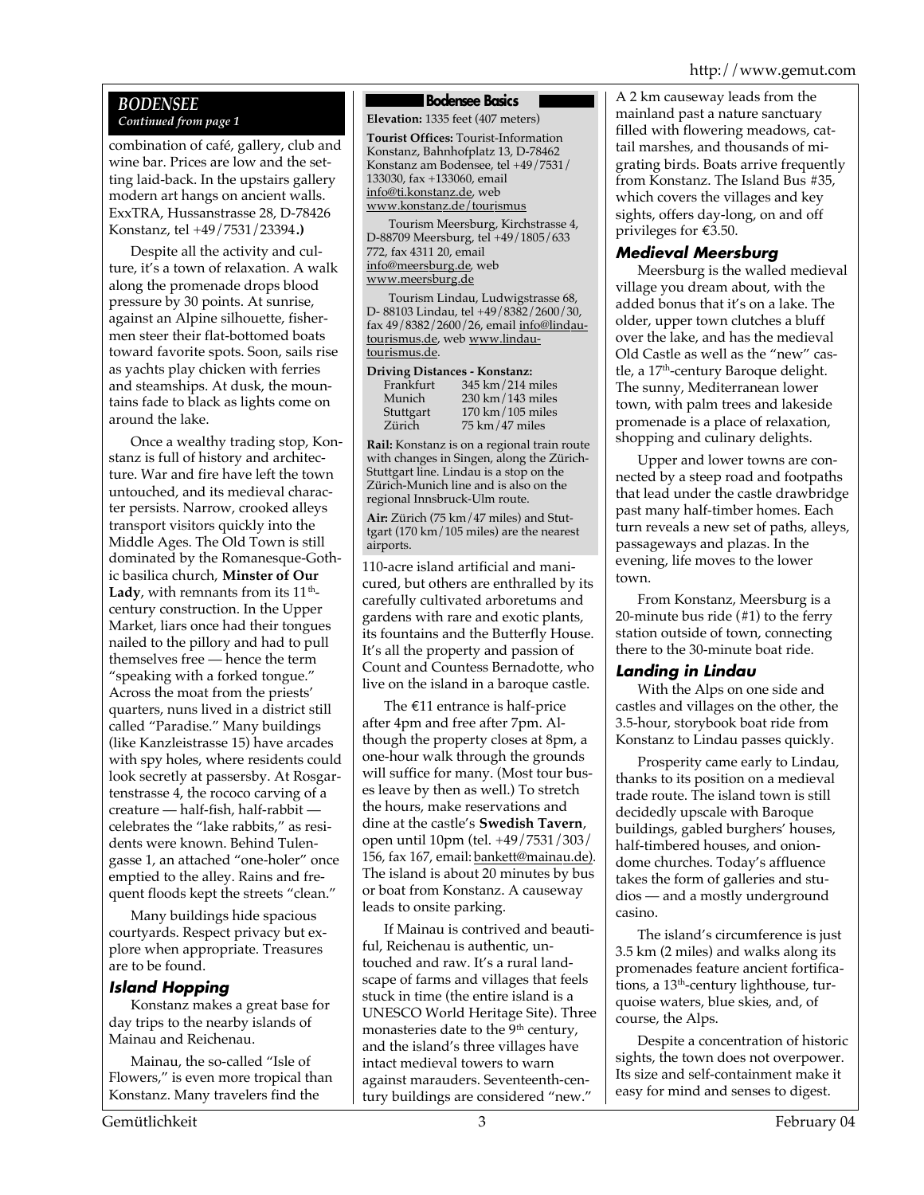## BODENSEE

*Continued from page 1*

combination of café, gallery, club and wine bar. Prices are low and the setting laid-back. In the upstairs gallery modern art hangs on ancient walls. ExxTRA, Hussanstrasse 28, D-78426 Konstanz, tel +49/7531/23394**.)**

Despite all the activity and culture, it's a town of relaxation. A walk along the promenade drops blood pressure by 30 points. At sunrise, against an Alpine silhouette, fishermen steer their flat-bottomed boats toward favorite spots. Soon, sails rise as yachts play chicken with ferries and steamships. At dusk, the mountains fade to black as lights come on around the lake.

Once a wealthy trading stop, Konstanz is full of history and architecture. War and fire have left the town untouched, and its medieval character persists. Narrow, crooked alleys transport visitors quickly into the Middle Ages. The Old Town is still dominated by the Romanesque-Gothic basilica church, **Minster of Our Lady**, with remnants from its 11th-century construction. In the Upper Market, liars once had their tongues nailed to the pillory and had to pull themselves free — hence the term "speaking with a forked tongue." Across the moat from the priests' quarters, nuns lived in a district still called "Paradise." Many buildings (like Kanzleistrasse 15) have arcades with spy holes, where residents could look secretly at passersby. At Rosgartenstrasse 4, the rococo carving of a creature — half-fish, half-rabbit — celebrates the "lake rabbits," as residents were known. Behind Tulengasse 1, an attached "one-holer" once emptied to the alley. Rains and frequent floods kept the streets "clean."

Many buildings hide spacious courtyards. Respect privacy but explore when appropriate. Treasures are to be found.

### Island Hopping

Konstanz makes a great base for day trips to the nearby islands of Mainau and Reichenau.

Mainau, the so-called "Isle of Flowers," is even more tropical than Konstanz. Many travelers find the 110-acre island artificial and manicured, but others are enthralled by its carefully cultivated arboretums and gardens with rare and exotic plants, its fountains and the Butterfly House. It's all the property and passion of Count and Countess Bernadotte, who live on the island in a baroque castle.

The €11 entrance is half-price after 4pm and free after 7pm. Although the property closes at 8pm, a one-hour walk through the grounds will suffice for many. (Most tour buses leave by then as well.) To stretch the hours, make reservations and dine at the castle's **Swedish Tavern**, open until 10pm (tel. +49/7531/303/156, fax 167, email: bankett@mainau.de). The island is about 20 minutes by bus or boat from Konstanz. A causeway leads to onsite parking.

If Mainau is contrived and beautiful, Reichenau is authentic, untouched and raw. It's a rural landscape of farms and villages that feels stuck in time (the entire island is a UNESCO World Heritage Site). Three monasteries date to the 9th century, and the island's three villages have intact medieval towers to warn against marauders. Seventeenth-century buildings are considered "new." A 2 km causeway leads from the mainland past a nature sanctuary filled with flowering meadows, cattail marshes, and thousands of migrating birds. Boats arrive frequently from Konstanz. The Island Bus #35, which covers the villages and key sights, offers day-long, on and off privileges for €3.50.

### Bodensee Basics

**Elevation:** 1335 feet (407 meters)

**Tourist Offices:** Tourist-Information Konstanz, Bahnhofplatz 13, D-78462 Konstanz am Bodensee, tel +49/7531/133030, fax +133060, email info@ti.konstanz.de, web www.konstanz.de/tourismus

Tourism Meersburg, Kirchstrasse 4, D-88709 Meersburg, tel +49/1805/633 772, fax 4311 20, email info@meersburg.de, web www.meersburg.de

Tourism Lindau, Ludwigstrasse 68, D- 88103 Lindau, tel +49/8382/2600/30, fax 49/8382/2600/26, email info@lindau-tourismus.de, web www.lindau-tourismus.de.

**Driving Distances - Konstanz:**

| | |
|---|---|
| Frankfurt | 345 km/214 miles |
| Munich | 230 km/143 miles |
| Stuttgart | 170 km/105 miles |
| Zürich | 75 km/47 miles |

**Rail:** Konstanz is on a regional train route with changes in Singen, along the Zürich-Stuttgart line. Lindau is a stop on the Zürich-Munich line and is also on the regional Innsbruck-Ulm route.

**Air:** Zürich (75 km/47 miles) and Stuttgart (170 km/105 miles) are the nearest airports.

### Medieval Meersburg

Meersburg is the walled medieval village you dream about, with the added bonus that it's on a lake. The older, upper town clutches a bluff over the lake, and has the medieval Old Castle as well as the "new" castle, a 17th-century Baroque delight. The sunny, Mediterranean lower town, with palm trees and lakeside promenade is a place of relaxation, shopping and culinary delights.

Upper and lower towns are connected by a steep road and footpaths that lead under the castle drawbridge past many half-timber homes. Each turn reveals a new set of paths, alleys, passageways and plazas. In the evening, life moves to the lower town.

From Konstanz, Meersburg is a 20-minute bus ride (#1) to the ferry station outside of town, connecting there to the 30-minute boat ride.

### Landing in Lindau

With the Alps on one side and castles and villages on the other, the 3.5-hour, storybook boat ride from Konstanz to Lindau passes quickly.

Prosperity came early to Lindau, thanks to its position on a medieval trade route. The island town is still decidedly upscale with Baroque buildings, gabled burghers' houses, half-timbered houses, and onion-dome churches. Today's affluence takes the form of galleries and studios — and a mostly underground casino.

The island's circumference is just 3.5 km (2 miles) and walks along its promenades feature ancient fortifications, a 13th-century lighthouse, turquoise waters, blue skies, and, of course, the Alps.

Despite a concentration of historic sights, the town does not overpower. Its size and self-containment make it easy for mind and senses to digest.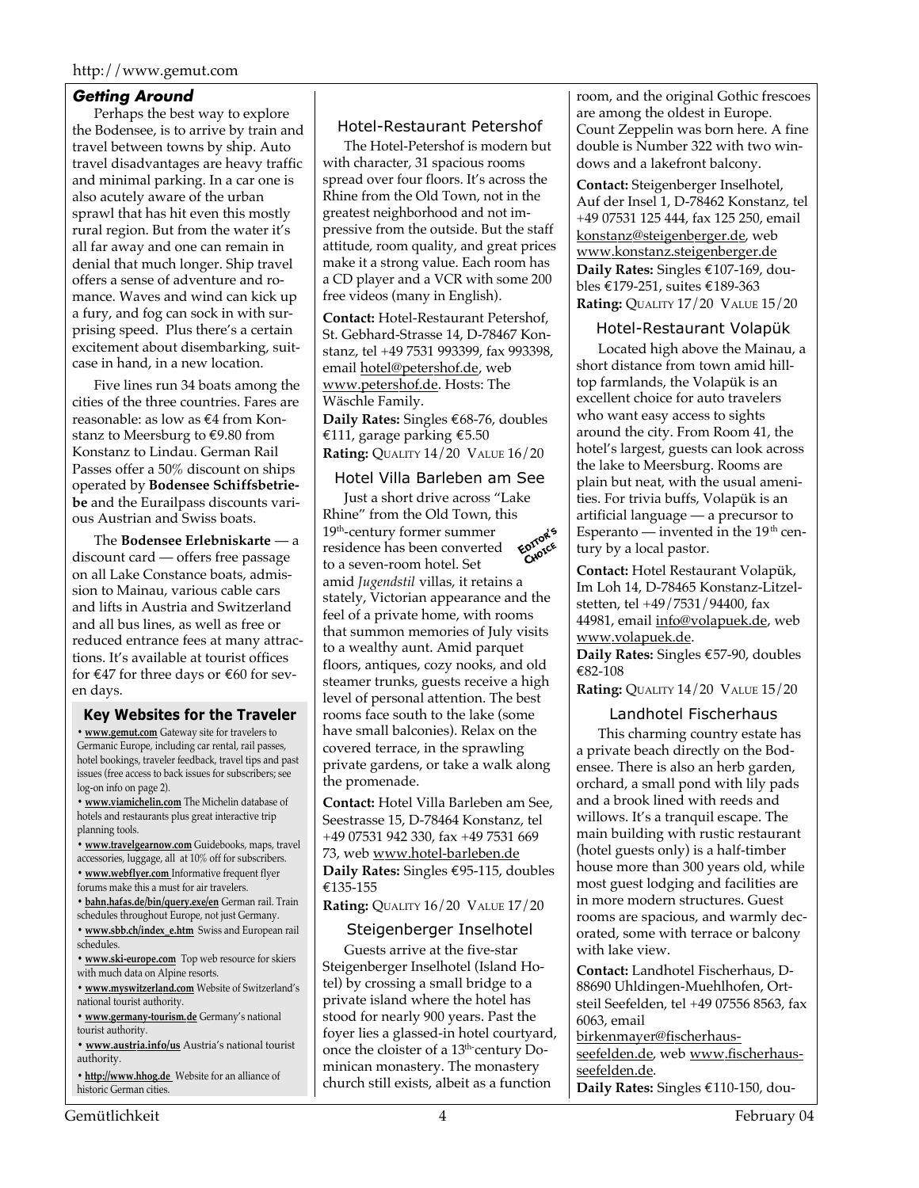## *Getting Around*

Perhaps the best way to explore the Bodensee, is to arrive by train and travel between towns by ship. Auto travel disadvantages are heavy traffic and minimal parking. In a car one is also acutely aware of the urban sprawl that has hit even this mostly rural region. But from the water it's all far away and one can remain in denial that much longer. Ship travel offers a sense of adventure and romance. Waves and wind can kick up a fury, and fog can sock in with surprising speed. Plus there's a certain excitement about disembarking, suitcase in hand, in a new location.

Five lines run 34 boats among the cities of the three countries. Fares are reasonable: as low as €4 from Konstanz to Meersburg to €9.80 from Konstanz to Lindau. German Rail Passes offer a 50% discount on ships operated by **Bodensee Schiffsbetriebe** and the Eurailpass discounts various Austrian and Swiss boats.

The **Bodensee Erlebniskarte** — a discount card — offers free passage on all Lake Constance boats, admission to Mainau, various cable cars and lifts in Austria and Switzerland and all bus lines, as well as free or reduced entrance fees at many attractions. It's available at tourist offices for €47 for three days or €60 for seven days.

### Key Websites for the Traveler

• **www.gemut.com** Gateway site for travelers to Germanic Europe, including car rental, rail passes, hotel bookings, traveler feedback, travel tips and past issues (free access to back issues for subscribers; see log-on info on page 2).

• **www.viamichelin.com** The Michelin database of hotels and restaurants plus great interactive trip planning tools.

• **www.travelgearnow.com** Guidebooks, maps, travel accessories, luggage, all at 10% off for subscribers.

• **www.webflyer.com** Informative frequent flyer forums make this a must for air travelers.

• **bahn.hafas.de/bin/query.exe/en** German rail. Train schedules throughout Europe, not just Germany.

• **www.sbb.ch/index_e.htm** Swiss and European rail schedules.

• **www.ski-europe.com** Top web resource for skiers with much data on Alpine resorts.

• **www.myswitzerland.com** Website of Switzerland's national tourist authority.

• **www.germany-tourism.de** Germany's national tourist authority.

• **www.austria.info/us** Austria's national tourist authority.

• **http://www.hhog.de** Website for an alliance of historic German cities.

### Hotel-Restaurant Petershof

The Hotel-Petershof is modern but with character, 31 spacious rooms spread over four floors. It's across the Rhine from the Old Town, not in the greatest neighborhood and not impressive from the outside. But the staff attitude, room quality, and great prices make it a strong value. Each room has a CD player and a VCR with some 200 free videos (many in English).

**Contact:** Hotel-Restaurant Petershof, St. Gebhard-Strasse 14, D-78467 Konstanz, tel +49 7531 993399, fax 993398, email hotel@petershof.de, web www.petershof.de. Hosts: The Wäschle Family.
**Daily Rates:** Singles €68-76, doubles €111, garage parking €5.50
**Rating:** QUALITY 14/20 VALUE 16/20

### Hotel Villa Barleben am See

EDITOR'S CHOICE

Just a short drive across "Lake Rhine" from the Old Town, this 19th-century former summer residence has been converted to a seven-room hotel. Set amid *Jugendstil* villas, it retains a stately, Victorian appearance and the feel of a private home, with rooms that summon memories of July visits to a wealthy aunt. Amid parquet floors, antiques, cozy nooks, and old steamer trunks, guests receive a high level of personal attention. The best rooms face south to the lake (some have small balconies). Relax on the covered terrace, in the sprawling private gardens, or take a walk along the promenade.

**Contact:** Hotel Villa Barleben am See, Seestrasse 15, D-78464 Konstanz, tel +49 07531 942 330, fax +49 7531 669 73, web www.hotel-barleben.de
**Daily Rates:** Singles €95-115, doubles €135-155
**Rating:** QUALITY 16/20 VALUE 17/20

### Steigenberger Inselhotel

Guests arrive at the five-star Steigenberger Inselhotel (Island Hotel) by crossing a small bridge to a private island where the hotel has stood for nearly 900 years. Past the foyer lies a glassed-in hotel courtyard, once the cloister of a 13th-century Dominican monastery. The monastery church still exists, albeit as a function room, and the original Gothic frescoes are among the oldest in Europe. Count Zeppelin was born here. A fine double is Number 322 with two windows and a lakefront balcony.

**Contact:** Steigenberger Inselhotel, Auf der Insel 1, D-78462 Konstanz, tel +49 07531 125 444, fax 125 250, email konstanz@steigenberger.de, web www.konstanz.steigenberger.de
**Daily Rates:** Singles €107-169, doubles €179-251, suites €189-363
**Rating:** QUALITY 17/20 VALUE 15/20

### Hotel-Restaurant Volapük

Located high above the Mainau, a short distance from town amid hilltop farmlands, the Volapük is an excellent choice for auto travelers who want easy access to sights around the city. From Room 41, the hotel's largest, guests can look across the lake to Meersburg. Rooms are plain but neat, with the usual amenities. For trivia buffs, Volapük is an artificial language — a precursor to Esperanto — invented in the 19th century by a local pastor.

**Contact:** Hotel Restaurant Volapük, Im Loh 14, D-78465 Konstanz-Litzelstetten, tel +49/7531/94400, fax 44981, email info@volapuek.de, web www.volapuek.de.
**Daily Rates:** Singles €57-90, doubles €82-108
**Rating:** QUALITY 14/20 VALUE 15/20

### Landhotel Fischerhaus

This charming country estate has a private beach directly on the Bodensee. There is also an herb garden, orchard, a small pond with lily pads and a brook lined with reeds and willows. It's a tranquil escape. The main building with rustic restaurant (hotel guests only) is a half-timber house more than 300 years old, while most guest lodging and facilities are in more modern structures. Guest rooms are spacious, and warmly decorated, some with terrace or balcony with lake view.

**Contact:** Landhotel Fischerhaus, D-88690 Uhldingen-Muehlhofen, Ortsteil Seefelden, tel +49 07556 8563, fax 6063, email birkenmayer@fischerhaus-seefelden.de, web www.fischerhaus-seefelden.de.
**Daily Rates:** Singles €110-150, dou-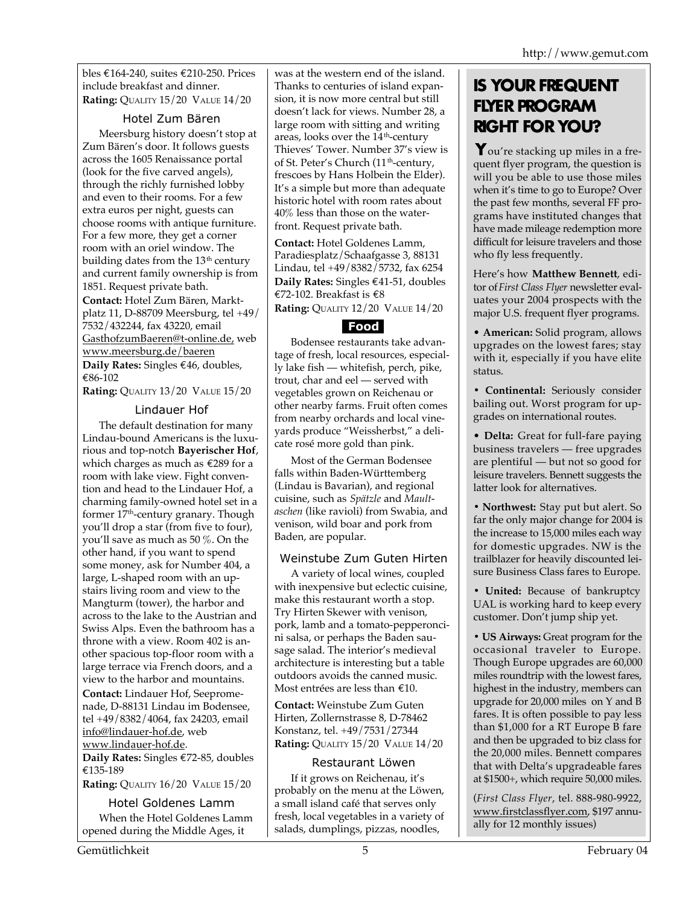bles €164-240, suites €210-250. Prices include breakfast and dinner.

**Rating:** QUALITY 15/20 VALUE 14/20

### Hotel Zum Bären

Meersburg history doesn't stop at Zum Bären's door. It follows guests across the 1605 Renaissance portal (look for the five carved angels), through the richly furnished lobby and even to their rooms. For a few extra euros per night, guests can choose rooms with antique furniture. For a few more, they get a corner room with an oriel window. The building dates from the 13th century and current family ownership is from 1851. Request private bath.

**Contact:** Hotel Zum Bären, Marktplatz 11, D-88709 Meersburg, tel +49/7532/432244, fax 43220, email GasthofzumBaeren@t-online.de, web www.meersburg.de/baeren

**Daily Rates:** Singles €46, doubles €86-102

**Rating:** QUALITY 13/20 VALUE 15/20

### Lindauer Hof

The default destination for many Lindau-bound Americans is the luxurious and top-notch **Bayerischer Hof**, which charges as much as €289 for a room with lake view. Fight convention and head to the Lindauer Hof, a charming family-owned hotel set in a former 17th-century granary. Though you'll drop a star (from five to four), you'll save as much as 50 %. On the other hand, if you want to spend some money, ask for Number 404, a large, L-shaped room with an upstairs living room and view to the Mangturm (tower), the harbor and across to the lake to the Austrian and Swiss Alps. Even the bathroom has a throne with a view. Room 402 is another spacious top-floor room with a large terrace via French doors, and a view to the harbor and mountains.

**Contact:** Lindauer Hof, Seepromenade, D-88131 Lindau im Bodensee, tel +49/8382/4064, fax 24203, email info@lindauer-hof.de, web www.lindauer-hof.de.

**Daily Rates:** Singles €72-85, doubles €135-189

**Rating:** QUALITY 16/20 VALUE 15/20

### Hotel Goldenes Lamm

When the Hotel Goldenes Lamm opened during the Middle Ages, it was at the western end of the island. Thanks to centuries of island expansion, it is now more central but still doesn't lack for views. Number 28, a large room with sitting and writing areas, looks over the 14th-century Thieves' Tower. Number 37's view is of St. Peter's Church (11th-century, frescoes by Hans Holbein the Elder). It's a simple but more than adequate historic hotel with room rates about 40% less than those on the waterfront. Request private bath.

**Contact:** Hotel Goldenes Lamm, Paradiesplatz/Schaafgasse 3, 88131 Lindau, tel +49/8382/5732, fax 6254

**Daily Rates:** Singles €41-51, doubles €72-102. Breakfast is €8

**Rating:** QUALITY 12/20 VALUE 14/20

## Food

Bodensee restaurants take advantage of fresh, local resources, especially lake fish — whitefish, perch, pike, trout, char and eel — served with vegetables grown on Reichenau or other nearby farms. Fruit often comes from nearby orchards and local vineyards produce "Weissherbst," a delicate rosé more gold than pink.

Most of the German Bodensee falls within Baden-Württemberg (Lindau is Bavarian), and regional cuisine, such as *Spätzle* and *Maultaschen* (like ravioli) from Swabia, and venison, wild boar and pork from Baden, are popular.

### Weinstube Zum Guten Hirten

A variety of local wines, coupled with inexpensive but eclectic cuisine, make this restaurant worth a stop. Try Hirten Skewer with venison, pork, lamb and a tomato-pepperoncini salsa, or perhaps the Baden sausage salad. The interior's medieval architecture is interesting but a table outdoors avoids the canned music. Most entrées are less than €10.

**Contact:** Weinstube Zum Guten Hirten, Zollernstrasse 8, D-78462 Konstanz, tel. +49/7531/27344

**Rating:** QUALITY 15/20 VALUE 14/20

### Restaurant Löwen

If it grows on Reichenau, it's probably on the menu at the Löwen, a small island café that serves only fresh, local vegetables in a variety of salads, dumplings, pizzas, noodles,

## IS YOUR FREQUENT FLYER PROGRAM RIGHT FOR YOU?

You're stacking up miles in a frequent flyer program, the question is will you be able to use those miles when it's time to go to Europe? Over the past few months, several FF programs have instituted changes that have made mileage redemption more difficult for leisure travelers and those who fly less frequently.

Here's how **Matthew Bennett**, editor of *First Class Flyer* newsletter evaluates your 2004 prospects with the major U.S. frequent flyer programs.

- **American:** Solid program, allows upgrades on the lowest fares; stay with it, especially if you have elite status.
- **Continental:** Seriously consider bailing out. Worst program for upgrades on international routes.
- **Delta:** Great for full-fare paying business travelers — free upgrades are plentiful — but not so good for leisure travelers. Bennett suggests the latter look for alternatives.
- **Northwest:** Stay put but alert. So far the only major change for 2004 is the increase to 15,000 miles each way for domestic upgrades. NW is the trailblazer for heavily discounted leisure Business Class fares to Europe.
- **United:** Because of bankruptcy UAL is working hard to keep every customer. Don't jump ship yet.
- **US Airways:** Great program for the occasional traveler to Europe. Though Europe upgrades are 60,000 miles roundtrip with the lowest fares, highest in the industry, members can upgrade for 20,000 miles on Y and B fares. It is often possible to pay less than $1,000 for a RT Europe B fare and then be upgraded to biz class for the 20,000 miles. Bennett compares that with Delta's upgradeable fares at $1500+, which require 50,000 miles.

(*First Class Flyer*, tel. 888-980-9922, www.firstclassflyer.com, $197 annually for 12 monthly issues)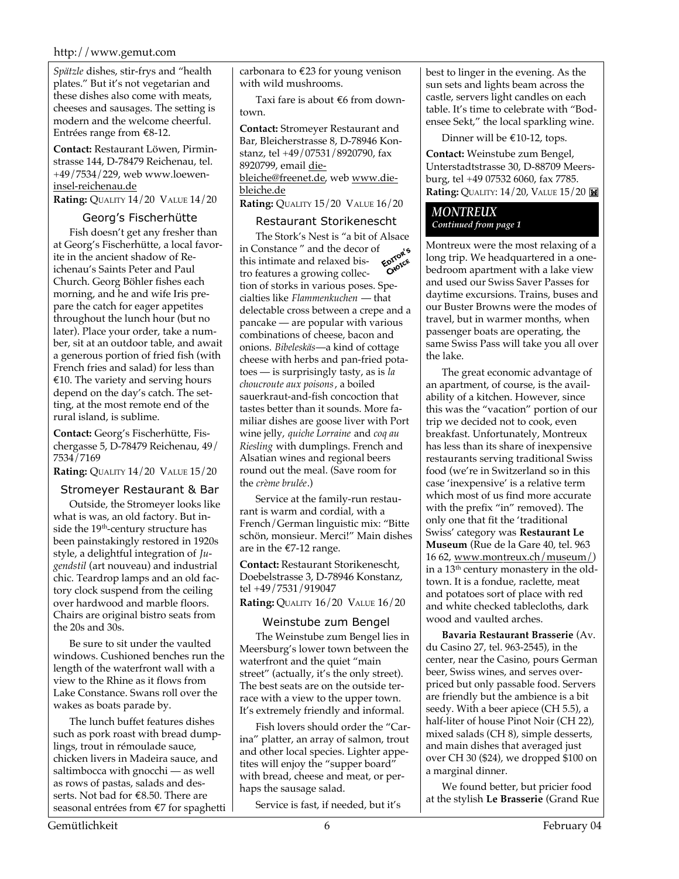*Spätzle* dishes, stir-frys and "health plates." But it's not vegetarian and these dishes also come with meats, cheeses and sausages. The setting is modern and the welcome cheerful. Entrées range from €8-12.

**Contact:** Restaurant Löwen, Pirminstrasse 144, D-78479 Reichenau, tel. +49/7534/229, web www.loewen-insel-reichenau.de

**Rating:** QUALITY 14/20 VALUE 14/20

### Georg's Fischerhütte

Fish doesn't get any fresher than at Georg's Fischerhütte, a local favorite in the ancient shadow of Reichenau's Saints Peter and Paul Church. Georg Böhler fishes each morning, and he and wife Iris prepare the catch for eager appetites throughout the lunch hour (but no later). Place your order, take a number, sit at an outdoor table, and await a generous portion of fried fish (with French fries and salad) for less than €10. The variety and serving hours depend on the day's catch. The setting, at the most remote end of the rural island, is sublime.

**Contact:** Georg's Fischerhütte, Fischergasse 5, D-78479 Reichenau, 49/7534/7169

**Rating:** QUALITY 14/20 VALUE 15/20

### Stromeyer Restaurant & Bar

Outside, the Stromeyer looks like what is was, an old factory. But inside the 19th-century structure has been painstakingly restored in 1920s style, a delightful integration of *Jugendstil* (art nouveau) and industrial chic. Teardrop lamps and an old factory clock suspend from the ceiling over hardwood and marble floors. Chairs are original bistro seats from the 20s and 30s.

Be sure to sit under the vaulted windows. Cushioned benches run the length of the waterfront wall with a view to the Rhine as it flows from Lake Constance. Swans roll over the wakes as boats parade by.

The lunch buffet features dishes such as pork roast with bread dumplings, trout in rémoulade sauce, chicken livers in Madeira sauce, and saltimbocca with gnocchi — as well as rows of pastas, salads and desserts. Not bad for €8.50. There are seasonal entrées from €7 for spaghetti carbonara to €23 for young venison with wild mushrooms.

Taxi fare is about €6 from downtown.

**Contact:** Stromeyer Restaurant and Bar, Bleicherstrasse 8, D-78946 Konstanz, tel +49/07531/8920790, fax 8920799, email die-bleiche@freenet.de, web www.die-bleiche.de

**Rating:** QUALITY 15/20 VALUE 16/20

### Restaurant Storikenescht

EDITOR'S CHOICE

The Stork's Nest is "a bit of Alsace in Constance " and the decor of this intimate and relaxed bistro features a growing collection of storks in various poses. Specialties like *Flammenkuchen* — that delectable cross between a crepe and a pancake — are popular with various combinations of cheese, bacon and onions. *Bibeleskäs*—a kind of cottage cheese with herbs and pan-fried potatoes — is surprisingly tasty, as is *la choucroute aux poisons*, a boiled sauerkraut-and-fish concoction that tastes better than it sounds. More familiar dishes are goose liver with Port wine jelly, *quiche Lorraine* and *coq au Riesling* with dumplings. French and Alsatian wines and regional beers round out the meal. (Save room for the *crème brulée*.)

Service at the family-run restaurant is warm and cordial, with a French/German linguistic mix: "Bitte schön, monsieur. Merci!" Main dishes are in the €7-12 range.

**Contact:** Restaurant Storikenescht, Doebelstrasse 3, D-78946 Konstanz, tel +49/7531/919047

**Rating:** QUALITY 16/20 VALUE 16/20

### Weinstube zum Bengel

The Weinstube zum Bengel lies in Meersburg's lower town between the waterfront and the quiet "main street" (actually, it's the only street). The best seats are on the outside terrace with a view to the upper town. It's extremely friendly and informal.

Fish lovers should order the "Carina" platter, an array of salmon, trout and other local species. Lighter appetites will enjoy the "supper board" with bread, cheese and meat, or perhaps the sausage salad.

Service is fast, if needed, but it's best to linger in the evening. As the sun sets and lights beam across the castle, servers light candles on each table. It's time to celebrate with "Bodensee Sekt," the local sparkling wine.

Dinner will be €10-12, tops.

**Contact:** Weinstube zum Bengel, Unterstadtstrasse 30, D-88709 Meersburg, tel +49 07532 6060, fax 7785.

**Rating:** QUALITY: 14/20, VALUE 15/20

## MONTREUX

*Continued from page 1*

Montreux were the most relaxing of a long trip. We headquartered in a one-bedroom apartment with a lake view and used our Swiss Saver Passes for daytime excursions. Trains, buses and our Buster Browns were the modes of travel, but in warmer months, when passenger boats are operating, the same Swiss Pass will take you all over the lake.

The great economic advantage of an apartment, of course, is the availability of a kitchen. However, since this was the "vacation" portion of our trip we decided not to cook, even breakfast. Unfortunately, Montreux has less than its share of inexpensive restaurants serving traditional Swiss food (we're in Switzerland so in this case 'inexpensive' is a relative term which most of us find more accurate with the prefix "in" removed). The only one that fit the 'traditional Swiss' category was **Restaurant Le Museum** (Rue de la Gare 40, tel. 963 16 62, www.montreux.ch/museum/) in a 13th century monastery in the old-town. It is a fondue, raclette, meat and potatoes sort of place with red and white checked tablecloths, dark wood and vaulted arches.

**Bavaria Restaurant Brasserie** (Av. du Casino 27, tel. 963-2545), in the center, near the Casino, pours German beer, Swiss wines, and serves overpriced but only passable food. Servers are friendly but the ambience is a bit seedy. With a beer apiece (CH 5.5), a half-liter of house Pinot Noir (CH 22), mixed salads (CH 8), simple desserts, and main dishes that averaged just over CH 30 ($24), we dropped $100 on a marginal dinner.

We found better, but pricier food at the stylish **Le Brasserie** (Grand Rue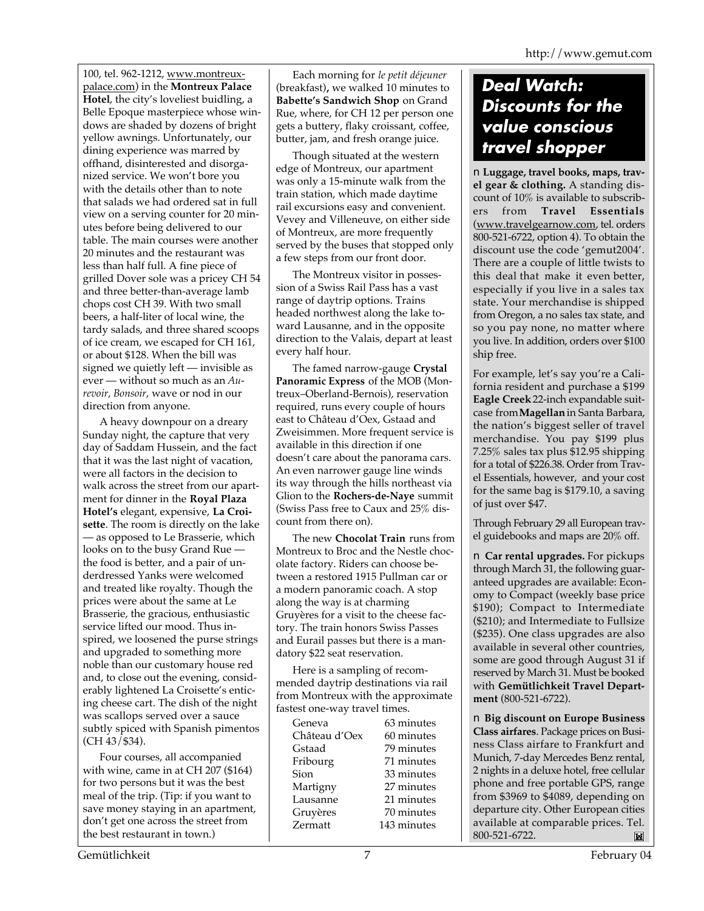100, tel. 962-1212, www.montreux-palace.com) in the **Montreux Palace Hotel**, the city's loveliest buidling, a Belle Epoque masterpiece whose windows are shaded by dozens of bright yellow awnings. Unfortunately, our dining experience was marred by offhand, disinterested and disorganized service. We won't bore you with the details other than to note that salads we had ordered sat in full view on a serving counter for 20 minutes before being delivered to our table. The main courses were another 20 minutes and the restaurant was less than half full. A fine piece of grilled Dover sole was a pricey CH 54 and three better-than-average lamb chops cost CH 39. With two small beers, a half-liter of local wine, the tardy salads, and three shared scoops of ice cream, we escaped for CH 161, or about $128. When the bill was signed we quietly left — invisible as ever — without so much as an *Aurevoir*, *Bonsoir*, wave or nod in our direction from anyone.

A heavy downpour on a dreary Sunday night, the capture that very day of Saddam Hussein, and the fact that it was the last night of vacation, were all factors in the decision to walk across the street from our apartment for dinner in the **Royal Plaza Hotel's** elegant, expensive, **La Croisette**. The room is directly on the lake — as opposed to Le Brasserie, which looks on to the busy Grand Rue — the food is better, and a pair of underdressed Yanks were welcomed and treated like royalty. Though the prices were about the same at Le Brasserie, the gracious, enthusiastic service lifted our mood. Thus inspired, we loosened the purse strings and upgraded to something more noble than our customary house red and, to close out the evening, considerably lightened La Croisette's enticing cheese cart. The dish of the night was scallops served over a sauce subtly spiced with Spanish pimentos (CH 43/$34).

Four courses, all accompanied with wine, came in at CH 207 ($164) for two persons but it was the best meal of the trip. (Tip: if you want to save money staying in an apartment, don't get one across the street from the best restaurant in town.)

Each morning for *le petit déjeuner* (breakfast), we walked 10 minutes to **Babette's Sandwich Shop** on Grand Rue, where, for CH 12 per person one gets a buttery, flaky croissant, coffee, butter, jam, and fresh orange juice.

Though situated at the western edge of Montreux, our apartment was only a 15-minute walk from the train station, which made daytime rail excursions easy and convenient. Vevey and Villeneuve, on either side of Montreux, are more frequently served by the buses that stopped only a few steps from our front door.

The Montreux visitor in possession of a Swiss Rail Pass has a vast range of daytrip options. Trains headed northwest along the lake toward Lausanne, and in the opposite direction to the Valais, depart at least every half hour.

The famed narrow-gauge **Crystal Panoramic Express** of the MOB (Montreux–Oberland-Bernois), reservation required, runs every couple of hours east to Château d'Oex, Gstaad and Zweisimmen. More frequent service is available in this direction if one doesn't care about the panorama cars. An even narrower gauge line winds its way through the hills northeast via Glion to the **Rochers-de-Naye** summit (Swiss Pass free to Caux and 25% discount from there on).

The new **Chocolat Train** runs from Montreux to Broc and the Nestle chocolate factory. Riders can choose between a restored 1915 Pullman car or a modern panoramic coach. A stop along the way is at charming Gruyères for a visit to the cheese factory. The train honors Swiss Passes and Eurail passes but there is a mandatory $22 seat reservation.

Here is a sampling of recommended daytrip destinations via rail from Montreux with the approximate fastest one-way travel times.

| Destination | Time |
|---|---|
| Geneva | 63 minutes |
| Château d'Oex | 60 minutes |
| Gstaad | 79 minutes |
| Fribourg | 71 minutes |
| Sion | 33 minutes |
| Martigny | 27 minutes |
| Lausanne | 21 minutes |
| Gruyères | 70 minutes |
| Zermatt | 143 minutes |

## Deal Watch: Discounts for the value conscious travel shopper

- **Luggage, travel books, maps, travel gear & clothing.** A standing discount of 10% is available to subscribers from **Travel Essentials** (www.travelgearnow.com, tel. orders 800-521-6722, option 4). To obtain the discount use the code 'gemut2004'. There are a couple of little twists to this deal that make it even better, especially if you live in a sales tax state. Your merchandise is shipped from Oregon, a no sales tax state, and so you pay none, no matter where you live. In addition, orders over $100 ship free.

For example, let's say you're a California resident and purchase a $199 **Eagle Creek** 22-inch expandable suitcase from **Magellan** in Santa Barbara, the nation's biggest seller of travel merchandise. You pay $199 plus 7.25% sales tax plus $12.95 shipping for a total of $226.38. Order from Travel Essentials, however, and your cost for the same bag is $179.10, a saving of just over $47.

Through February 29 all European travel guidebooks and maps are 20% off.

- **Car rental upgrades.** For pickups through March 31, the following guaranteed upgrades are available: Economy to Compact (weekly base price $190); Compact to Intermediate ($210); and Intermediate to Fullsize ($235). One class upgrades are also available in several other countries, some are good through August 31 if reserved by March 31. Must be booked with **Gemütlichkeit Travel Department** (800-521-6722).

- **Big discount on Europe Business Class airfares**. Package prices on Business Class airfare to Frankfurt and Munich, 7-day Mercedes Benz rental, 2 nights in a deluxe hotel, free cellular phone and free portable GPS, range from $3969 to $4089, depending on departure city. Other European cities available at comparable prices. Tel. 800-521-6722.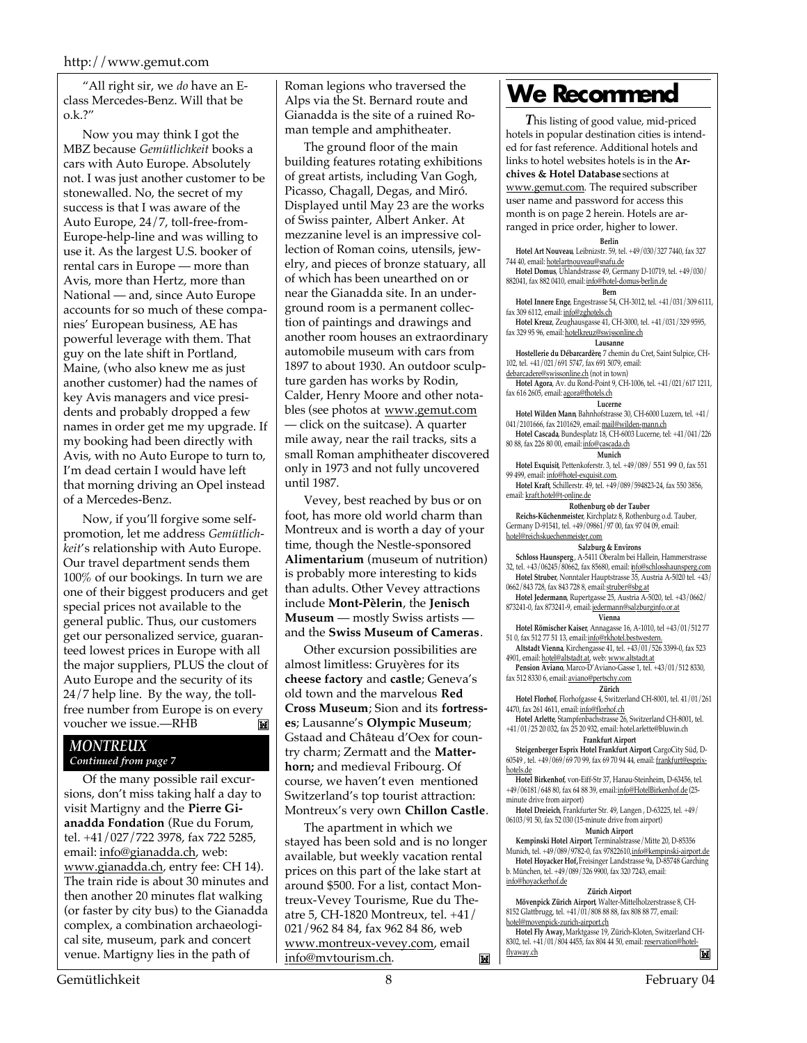"All right sir, we *do* have an E-class Mercedes-Benz. Will that be o.k.?"

Now you may think I got the MBZ because *Gemütlichkeit* books a cars with Auto Europe. Absolutely not. I was just another customer to be stonewalled. No, the secret of my success is that I was aware of the Auto Europe, 24/7, toll-free-from-Europe-help-line and was willing to use it. As the largest U.S. booker of rental cars in Europe — more than Avis, more than Hertz, more than National — and, since Auto Europe accounts for so much of these companies' European business, AE has powerful leverage with them. That guy on the late shift in Portland, Maine, (who also knew me as just another customer) had the names of key Avis managers and vice presidents and probably dropped a few names in order get me my upgrade. If my booking had been directly with Avis, with no Auto Europe to turn to, I'm dead certain I would have left that morning driving an Opel instead of a Mercedes-Benz.

Now, if you'll forgive some self-promotion, let me address *Gemütlichkeit*'s relationship with Auto Europe. Our travel department sends them 100% of our bookings. In turn we are one of their biggest producers and get special prices not available to the general public. Thus, our customers get our personalized service, guaranteed lowest prices in Europe with all the major suppliers, PLUS the clout of Auto Europe and the security of its 24/7 help line. By the way, the toll-free number from Europe is on every voucher we issue.—RHB

## *MONTREUX*

*Continued from page 7*

Of the many possible rail excursions, don't miss taking half a day to visit Martigny and the **Pierre Gianadda Fondation** (Rue du Forum, tel. +41/027/722 3978, fax 722 5285, email: info@gianadda.ch, web: www.gianadda.ch, entry fee: CH 14). The train ride is about 30 minutes and then another 20 minutes flat walking (or faster by city bus) to the Gianadda complex, a combination archaeological site, museum, park and concert venue. Martigny lies in the path of Roman legions who traversed the Alps via the St. Bernard route and Gianadda is the site of a ruined Roman temple and amphitheater.

The ground floor of the main building features rotating exhibitions of great artists, including Van Gogh, Picasso, Chagall, Degas, and Miró. Displayed until May 23 are the works of Swiss painter, Albert Anker. At mezzanine level is an impressive collection of Roman coins, utensils, jewelry, and pieces of bronze statuary, all of which has been unearthed on or near the Gianadda site. In an underground room is a permanent collection of paintings and drawings and another room houses an extraordinary automobile museum with cars from 1897 to about 1930. An outdoor sculpture garden has works by Rodin, Calder, Henry Moore and other notables (see photos at www.gemut.com — click on the suitcase). A quarter mile away, near the rail tracks, sits a small Roman amphitheater discovered only in 1973 and not fully uncovered until 1987.

Vevey, best reached by bus or on foot, has more old world charm than Montreux and is worth a day of your time, though the Nestle-sponsored **Alimentarium** (museum of nutrition) is probably more interesting to kids than adults. Other Vevey attractions include **Mont-Pèlerin**, the **Jenisch Museum** — mostly Swiss artists — and the **Swiss Museum of Cameras**.

Other excursion possibilities are almost limitless: Gruyères for its **cheese factory** and **castle**; Geneva's old town and the marvelous **Red Cross Museum**; Sion and its **fortresses**; Lausanne's **Olympic Museum**; Gstaad and Château d'Oex for country charm; Zermatt and the **Matterhorn;** and medieval Fribourg. Of course, we haven't even mentioned Switzerland's top tourist attraction: Montreux's very own **Chillon Castle**.

The apartment in which we stayed has been sold and is no longer available, but weekly vacation rental prices on this part of the lake start at around \$500. For a list, contact Montreux-Vevey Tourisme, Rue du Theatre 5, CH-1820 Montreux, tel. +41/021/962 84 84, fax 962 84 86, web www.montreux-vevey.com, email info@mvtourism.ch.

# We Recommend

*This listing of good value, mid-priced hotels in popular destination cities is intended for fast reference. Additional hotels and links to hotel websites hotels is in the* **Archives & Hotel Database** *sections at* www.gemut.com. *The required subscriber user name and password for access this month is on page 2 herein. Hotels are arranged in price order, higher to lower.*

**Berlin**

**Hotel Art Nouveau**, Leibnizstr. 59, tel. +49/030/327 7440, fax 327 744 40, email: hotelartnouveau@snafu.de

**Hotel Domus**, Uhlandstrasse 49, Germany D-10719, tel. +49/030/882041, fax 882 0410, email: info@hotel-domus-berlin.de

**Bern**

**Hotel Innere Enge**, Engestrasse 54, CH-3012, tel. +41/031/309 6111, fax 309 6112, email: info@zghotels.ch

**Hotel Kreuz**, Zeughausgasse 41, CH-3000, tel. +41/031/329 9595, fax 329 95 96, email: hotelkreuz@swissonline.ch

**Lausanne**

**Hostellerie du Débarcardère**, 7 chemin du Cret, Saint Sulpice, CH-102, tel. +41/021/691 5747, fax 691 5079, email: debarcadere@swissonline.ch (not in town)

**Hotel Agora**, Av. du Rond-Point 9, CH-1006, tel. +41/021/617 1211, fax 616 2605, email: agora@fhotels.ch

**Lucerne**

**Hotel Wilden Mann**, Bahnhofstrasse 30, CH-6000 Luzern, tel. +41/041/2101666, fax 2101629, email: mail@wilden-mann.ch

**Hotel Cascada**, Bundesplatz 18, CH-6003 Lucerne, tel: +41/041/226 80 88, fax 226 80 00, email: info@cascada.ch

**Munich**

**Hotel Exquisit**, Pettenkoferstr. 3, tel. +49/089/ 551 99 0, fax 551 99 499, email: info@hotel-exquisit.com.

**Hotel Kraft**, Schillerstr. 49, tel. +49/089/594823-24, fax 550 3856, email: kraft.hotel@t-online.de

**Rothenburg ob der Tauber**

**Reichs-Küchenmeister**, Kirchplatz 8, Rothenburg o.d. Tauber, Germany D-91541, tel. +49/09861/97 00, fax 97 04 09, email: hotel@reichskuechenmeister.com

**Salzburg & Environs**

**Schloss Haunsperg**, A-5411 Oberalm bei Hallein, Hammerstrasse 32, tel. +43/06245/80662, fax 85680, email: info@schlosshaunsperg.com

**Hotel Struber**, Nonntaler Hauptstrasse 35, Austria A-5020 tel. +43/0662/843 728, fax 843 728 8, email: struber@sbg.at

**Hotel Jedermann**, Rupertgasse 25, Austria A-5020, tel. +43/0662/873241-0, fax 873241-9, email: jedermann@salzburginfo.or.at

**Vienna**

**Hotel Römischer Kaiser**, Annagasse 16, A-1010, tel +43/01/512 77 51 0, fax 512 77 51 13, email: info@rkhotel.bestwestern.

**Altstadt Vienna**, Kirchengasse 41, tel. +43/01/526 3399-0, fax 523 4901, email: hotel@altstadt.at, web: www.altstadt.at

**Pension Aviano**, Marco-D'Aviano-Gasse 1, tel. +43/01/512 8330, fax 512 8330 6, email: aviano@pertschy.com

**Zürich**

**Hotel Florhof**, Florhofgasse 4, Switzerland CH-8001, tel. 41/01/261 4470, fax 261 4611, email: info@florhof.ch

**Hotel Arlette**, Stampfenbachstrasse 26, Switzerland CH-8001, tel. +41/01/25 20 032, fax 25 20 932, email: hotel.arlette@bluwin.ch

**Frankfurt Airport**

**Steigenberger Esprix Hotel Frankfurt Airport**, CargoCity Süd, D-60549 , tel. +49/069/69 70 99, fax 69 70 94 44, email: frankfurt@esprix-hotels.de

**Hotel Birkenhof**, von-Eiff-Str 37, Hanau-Steinheim, D-63456, tel. +49/06181/648 80, fax 64 88 39, email: info@HotelBirkenhof.de (25-minute drive from airport)

**Hotel Dreieich**, Frankfurter Str. 49, Langen , D-63225, tel. +49/06103/91 50, fax 52 030 (15-minute drive from airport)

**Munich Airport**

**Kempinski Hotel Airport**, Terminalstrasse/Mitte 20, D-85356 Munich, tel. +49/089/9782-0, fax 97822610, info@kempinski-airport.de

**Hotel Hoyacker Hof,** Freisinger Landstrasse 9a, D-85748 Garching b. München, tel. +49/089/326 9900, fax 320 7243, email: info@hoyackerhof.de

**Zürich Airport**

**Mövenpick Zürich Airport**, Walter-Mittelholzerstrasse 8, CH-8152 Glattbrugg, tel. +41/01/808 88 88, fax 808 88 77, email: hotel@movenpick-zurich-airport.ch

**Hotel Fly Away,** Marktgasse 19, Zürich-Kloten, Switzerland CH-8302, tel. +41/01/804 4455, fax 804 44 50, email: reservation@hotel-flyaway.ch